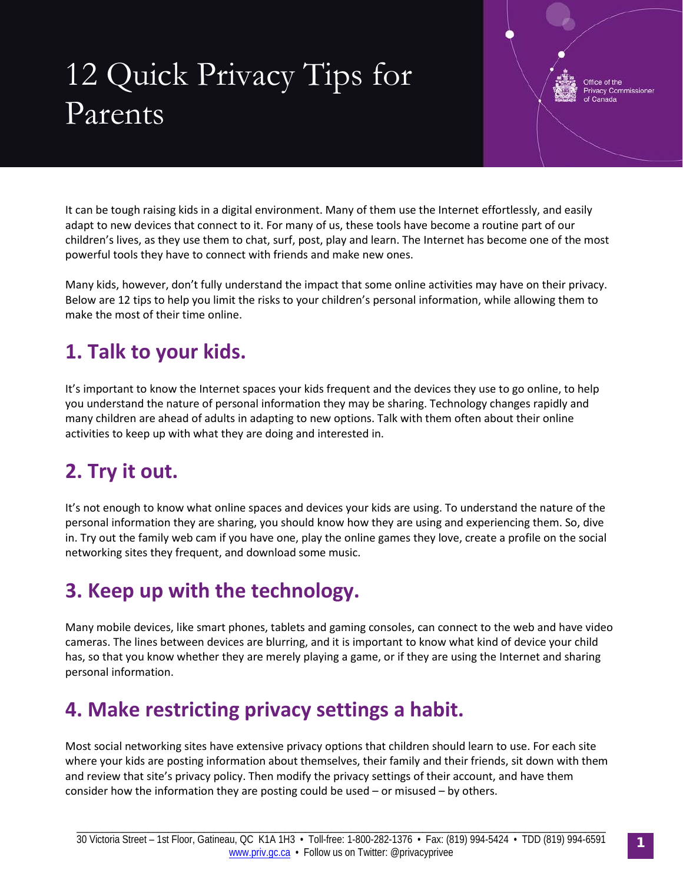# 12 Quick Privacy Tips for Parents

Office of the Privacy Commissioner of Canada

It can be tough raising kids in a digital environment. Many of them use the Internet effortlessly, and easily adapt to new devices that connect to it. For many of us, these tools have become a routine part of our children's lives, as they use them to chat, surf, post, play and learn. The Internet has become one of the most powerful tools they have to connect with friends and make new ones.

Many kids, however, don't fully understand the impact that some online activities may have on their privacy. Below are 12 tips to help you limit the risks to your children's personal information, while allowing them to make the most of their time online.

## 1. Talk to your kids.

It's important to know the Internet spaces your kids frequent and the devices they use to go online, to help you understand the nature of personal information they may be sharing. Technology changes rapidly and many children are ahead of adults in adapting to new options. Talk with them often about their online activities to keep up with what they are doing and interested in.

## 2. Try it out.

It's not enough to know what online spaces and devices your kids are using. To understand the nature of the personal information they are sharing, you should know how they are using and experiencing them. So, dive in. Try out the family web cam if you have one, play the online games they love, create a profile on the social networking sites they frequent, and download some music.

## 3. Keep up with the technology.

Many mobile devices, like smart phones, tablets and gaming consoles, can connect to the web and have video cameras. The lines between devices are blurring, and it is important to know what kind of device your child has, so that you know whether they are merely playing a game, or if they are using the Internet and sharing personal information.

## 4. Make restricting privacy settings a habit.

Most social networking sites have extensive privacy options that children should learn to use. For each site where your kids are posting information about themselves, their family and their friends, sit down with them and review that site's privacy policy. Then modify the privacy settings of their account, and have them consider how the information they are posting could be used – or misused – by others.

30 Victoria Street – 1st Floor, Gatineau, QC K1A 1H3 • Toll-free: 1-800-282-1376 • Fax: (819) 994-5424 • TDD (819) 994-6591
www.priv.gc.ca • Follow us on Twitter: @privacyprivee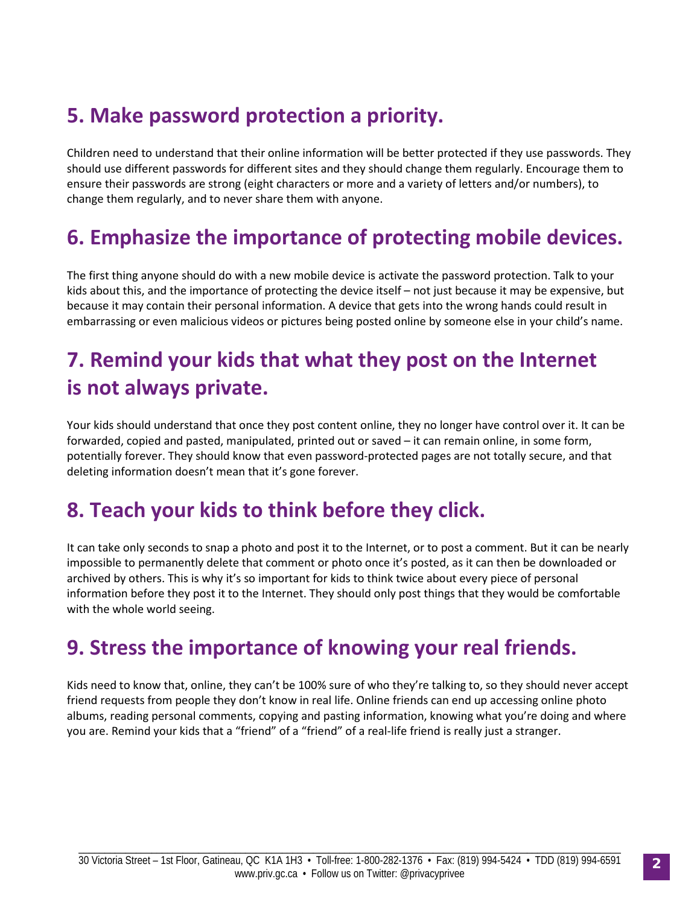## 5. Make password protection a priority.

Children need to understand that their online information will be better protected if they use passwords. They should use different passwords for different sites and they should change them regularly. Encourage them to ensure their passwords are strong (eight characters or more and a variety of letters and/or numbers), to change them regularly, and to never share them with anyone.

## 6. Emphasize the importance of protecting mobile devices.

The first thing anyone should do with a new mobile device is activate the password protection. Talk to your kids about this, and the importance of protecting the device itself – not just because it may be expensive, but because it may contain their personal information. A device that gets into the wrong hands could result in embarrassing or even malicious videos or pictures being posted online by someone else in your child's name.

## 7. Remind your kids that what they post on the Internet is not always private.

Your kids should understand that once they post content online, they no longer have control over it. It can be forwarded, copied and pasted, manipulated, printed out or saved – it can remain online, in some form, potentially forever. They should know that even password-protected pages are not totally secure, and that deleting information doesn't mean that it's gone forever.

## 8. Teach your kids to think before they click.

It can take only seconds to snap a photo and post it to the Internet, or to post a comment. But it can be nearly impossible to permanently delete that comment or photo once it's posted, as it can then be downloaded or archived by others. This is why it's so important for kids to think twice about every piece of personal information before they post it to the Internet. They should only post things that they would be comfortable with the whole world seeing.

## 9. Stress the importance of knowing your real friends.

Kids need to know that, online, they can't be 100% sure of who they're talking to, so they should never accept friend requests from people they don't know in real life. Online friends can end up accessing online photo albums, reading personal comments, copying and pasting information, knowing what you're doing and where you are. Remind your kids that a "friend" of a "friend" of a real-life friend is really just a stranger.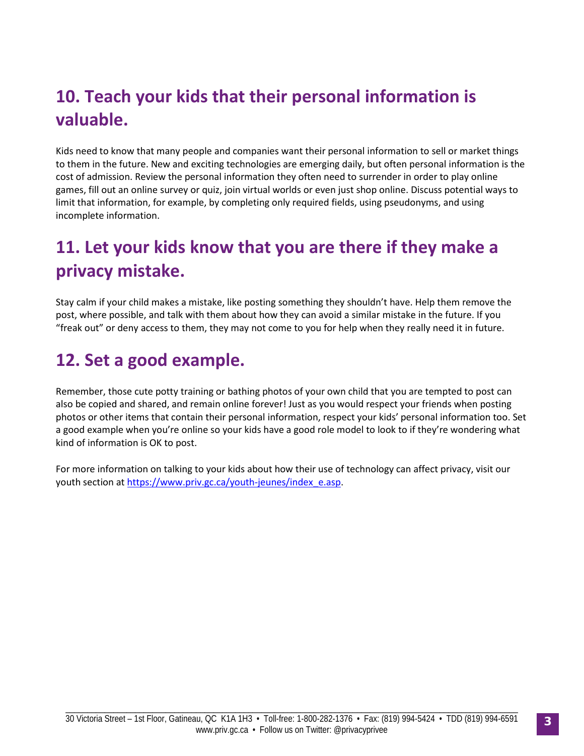## 10. Teach your kids that their personal information is valuable.

Kids need to know that many people and companies want their personal information to sell or market things to them in the future. New and exciting technologies are emerging daily, but often personal information is the cost of admission. Review the personal information they often need to surrender in order to play online games, fill out an online survey or quiz, join virtual worlds or even just shop online. Discuss potential ways to limit that information, for example, by completing only required fields, using pseudonyms, and using incomplete information.

## 11. Let your kids know that you are there if they make a privacy mistake.

Stay calm if your child makes a mistake, like posting something they shouldn't have. Help them remove the post, where possible, and talk with them about how they can avoid a similar mistake in the future. If you "freak out" or deny access to them, they may not come to you for help when they really need it in future.

## 12. Set a good example.

Remember, those cute potty training or bathing photos of your own child that you are tempted to post can also be copied and shared, and remain online forever! Just as you would respect your friends when posting photos or other items that contain their personal information, respect your kids' personal information too. Set a good example when you're online so your kids have a good role model to look to if they're wondering what kind of information is OK to post.

For more information on talking to your kids about how their use of technology can affect privacy, visit our youth section at [https://www.priv.gc.ca/youth-jeunes/index_e.asp](https://www.priv.gc.ca/youth-jeunes/index_e.asp).

30 Victoria Street – 1st Floor, Gatineau, QC K1A 1H3 • Toll-free: 1-800-282-1376 • Fax: (819) 994-5424 • TDD (819) 994-6591
www.priv.gc.ca • Follow us on Twitter: @privacyprivee